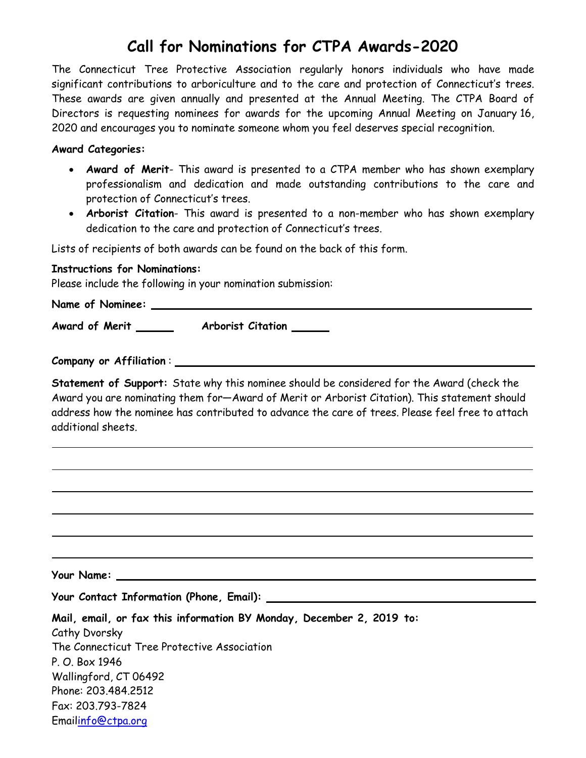# Call for Nominations for CTPA Awards-2020

The Connecticut Tree Protective Association regularly honors individuals who have made significant contributions to arboriculture and to the care and protection of Connecticut's trees. These awards are given annually and presented at the Annual Meeting. The CTPA Board of Directors is requesting nominees for awards for the upcoming Annual Meeting on January 16, 2020 and encourages you to nominate someone whom you feel deserves special recognition.

**Award Categories:**

- **Award of Merit**- This award is presented to a CTPA member who has shown exemplary professionalism and dedication and made outstanding contributions to the care and protection of Connecticut's trees.
- **Arborist Citation**- This award is presented to a non-member who has shown exemplary dedication to the care and protection of Connecticut's trees.

Lists of recipients of both awards can be found on the back of this form.

**Instructions for Nominations:**
Please include the following in your nomination submission:

**Name of Nominee:** ____________________________________________

**Award of Merit** ______ **Arborist Citation** ______

**Company or Affiliation** : ____________________________________________

**Statement of Support:** State why this nominee should be considered for the Award (check the Award you are nominating them for—Award of Merit or Arborist Citation). This statement should address how the nominee has contributed to advance the care of trees. Please feel free to attach additional sheets.

____________________________________________

____________________________________________

____________________________________________

____________________________________________

____________________________________________

____________________________________________

**Your Name:** ____________________________________________

**Your Contact Information (Phone, Email):** ______________________________

**Mail, email, or fax this information BY Monday, December 2, 2019 to:**
Cathy Dvorsky
The Connecticut Tree Protective Association
P. O. Box 1946
Wallingford, CT 06492
Phone: 203.484.2512
Fax: 203.793-7824
Emailinfo@ctpa.org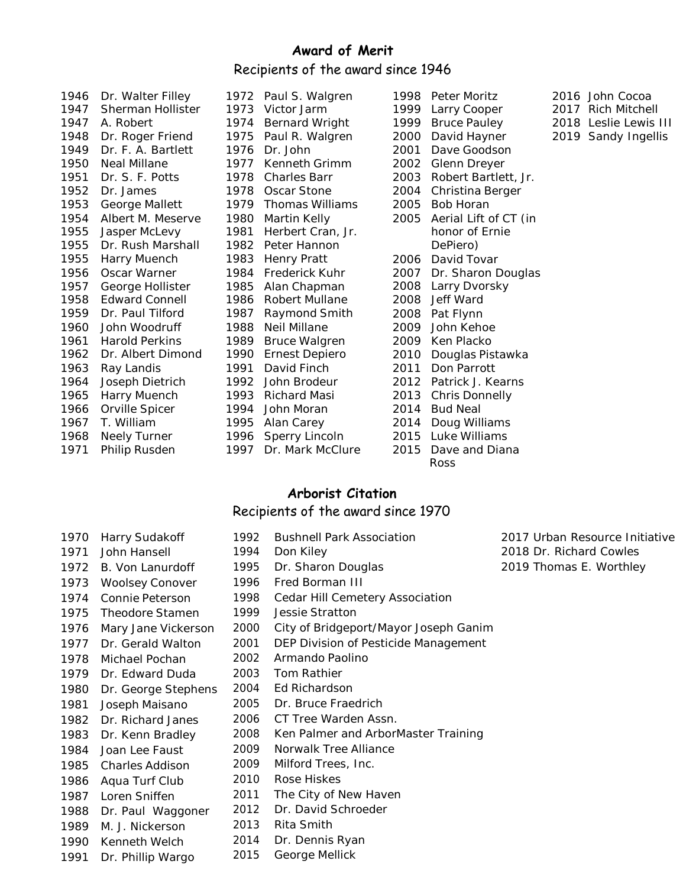## Award of Merit

Recipients of the award since 1946

1946 Dr. Walter Filley
1947 Sherman Hollister
1947 A. Robert
1948 Dr. Roger Friend
1949 Dr. F. A. Bartlett
1950 Neal Millane
1951 Dr. S. F. Potts
1952 Dr. James
1953 George Mallett
1954 Albert M. Meserve
1955 Jasper McLevy
1955 Dr. Rush Marshall
1955 Harry Muench
1956 Oscar Warner
1957 George Hollister
1958 Edward Connell
1959 Dr. Paul Tilford
1960 John Woodruff
1961 Harold Perkins
1962 Dr. Albert Dimond
1963 Ray Landis
1964 Joseph Dietrich
1965 Harry Muench
1966 Orville Spicer
1967 T. William
1968 Neely Turner
1971 Philip Rusden
1972 Paul S. Walgren
1973 Victor Jarm
1974 Bernard Wright
1975 Paul R. Walgren
1976 Dr. John
1977 Kenneth Grimm
1978 Charles Barr
1978 Oscar Stone
1979 Thomas Williams
1980 Martin Kelly
1981 Herbert Cran, Jr.
1982 Peter Hannon
1983 Henry Pratt
1984 Frederick Kuhr
1985 Alan Chapman
1986 Robert Mullane
1987 Raymond Smith
1988 Neil Millane
1989 Bruce Walgren
1990 Ernest Depiero
1991 David Finch
1992 John Brodeur
1993 Richard Masi
1994 John Moran
1995 Alan Carey
1996 Sperry Lincoln
1997 Dr. Mark McClure
1998 Peter Moritz
1999 Larry Cooper
1999 Bruce Pauley
2000 David Hayner
2001 Dave Goodson
2002 Glenn Dreyer
2003 Robert Bartlett, Jr.
2004 Christina Berger
2005 Bob Horan
2005 Aerial Lift of CT (in honor of Ernie DePiero)
2006 David Tovar
2007 Dr. Sharon Douglas
2008 Larry Dvorsky
2008 Jeff Ward
2008 Pat Flynn
2009 John Kehoe
2009 Ken Placko
2010 Douglas Pistawka
2011 Don Parrott
2012 Patrick J. Kearns
2013 Chris Donnelly
2014 Bud Neal
2014 Doug Williams
2015 Luke Williams
2015 Dave and Diana Ross
2016 John Cocoa
2017 Rich Mitchell
2018 Leslie Lewis III
2019 Sandy Ingellis

## Arborist Citation

Recipients of the award since 1970

1970 Harry Sudakoff
1971 John Hansell
1972 B. Von Lanurdoff
1973 Woolsey Conover
1974 Connie Peterson
1975 Theodore Stamen
1976 Mary Jane Vickerson
1977 Dr. Gerald Walton
1978 Michael Pochan
1979 Dr. Edward Duda
1980 Dr. George Stephens
1981 Joseph Maisano
1982 Dr. Richard Janes
1983 Dr. Kenn Bradley
1984 Joan Lee Faust
1985 Charles Addison
1986 Aqua Turf Club
1987 Loren Sniffen
1988 Dr. Paul Waggoner
1989 M. J. Nickerson
1990 Kenneth Welch
1991 Dr. Phillip Wargo
1992 Bushnell Park Association
1994 Don Kiley
1995 Dr. Sharon Douglas
1996 Fred Borman III
1998 Cedar Hill Cemetery Association
1999 Jessie Stratton
2000 City of Bridgeport/Mayor Joseph Ganim
2001 DEP Division of Pesticide Management
2002 Armando Paolino
2003 Tom Rathier
2004 Ed Richardson
2005 Dr. Bruce Fraedrich
2006 CT Tree Warden Assn.
2008 Ken Palmer and ArborMaster Training
2009 Norwalk Tree Alliance
2009 Milford Trees, Inc.
2010 Rose Hiskes
2011 The City of New Haven
2012 Dr. David Schroeder
2013 Rita Smith
2014 Dr. Dennis Ryan
2015 George Mellick
2017 Urban Resource Initiative
2018 Dr. Richard Cowles
2019 Thomas E. Worthley